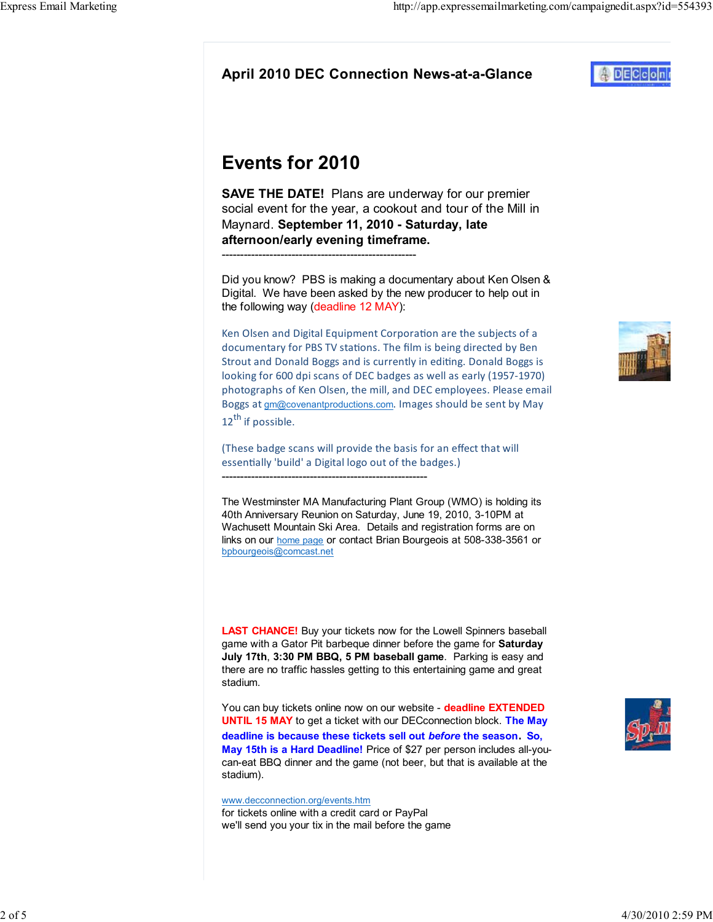## April 2010 DEC Connection News-at-a-Glance

# Events for 2010

**SAVE THE DATE!** Plans are underway for our premier social event for the year, a cookout and tour of the Mill in Maynard. **September 11, 2010 - Saturday, late afternoon/early evening timeframe.**

-----------------------------------------------------

Did you know? PBS is making a documentary about Ken Olsen & Digital. We have been asked by the new producer to help out in the following way (deadline 12 MAY):

Ken Olsen and Digital Equipment Corporation are the subjects of a documentary for PBS TV stations. The film is being directed by Ben Strout and Donald Boggs and is currently in editing. Donald Boggs is looking for 600 dpi scans of DEC badges as well as early (1957-1970) photographs of Ken Olsen, the mill, and DEC employees. Please email Boggs at gm@covenantproductions.com. Images should be sent by May 12th if possible.

(These badge scans will provide the basis for an effect that will essentially 'build' a Digital logo out of the badges.)

--------------------------------------------------------

The Westminster MA Manufacturing Plant Group (WMO) is holding its 40th Anniversary Reunion on Saturday, June 19, 2010, 3-10PM at Wachusett Mountain Ski Area. Details and registration forms are on links on our home page or contact Brian Bourgeois at 508-338-3561 or bpbourgeois@comcast.net

**LAST CHANCE!** Buy your tickets now for the Lowell Spinners baseball game with a Gator Pit barbeque dinner before the game for **Saturday July 17th**, **3:30 PM BBQ**, **5 PM baseball game**. Parking is easy and there are no traffic hassles getting to this entertaining game and great stadium.

You can buy tickets online now on our website - **deadline EXTENDED UNTIL 15 MAY** to get a ticket with our DECconnection block. **The May deadline is because these tickets sell out *before* the season. So, May 15th is a Hard Deadline!** Price of $27 per person includes all-you-can-eat BBQ dinner and the game (not beer, but that is available at the stadium).

www.decconnection.org/events.htm
for tickets online with a credit card or PayPal
we'll send you your tix in the mail before the game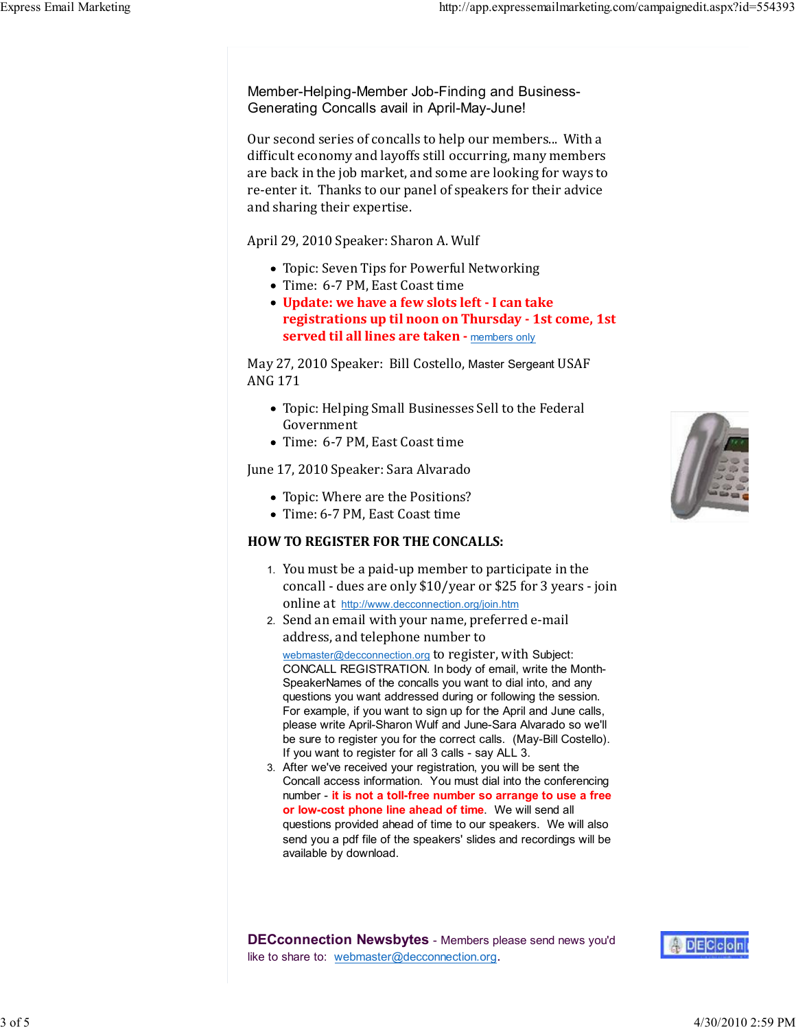## Member-Helping-Member Job-Finding and Business-Generating Concalls avail in April-May-June!

Our second series of concalls to help our members... With a difficult economy and layoffs still occurring, many members are back in the job market, and some are looking for ways to re-enter it. Thanks to our panel of speakers for their advice and sharing their expertise.

April 29, 2010 Speaker: Sharon A. Wulf

- Topic: Seven Tips for Powerful Networking
- Time: 6-7 PM, East Coast time
- **Update: we have a few slots left - I can take registrations up til noon on Thursday - 1st come, 1st served til all lines are taken -** members only

May 27, 2010 Speaker: Bill Costello, Master Sergeant USAF ANG 171

- Topic: Helping Small Businesses Sell to the Federal Government
- Time: 6-7 PM, East Coast time

June 17, 2010 Speaker: Sara Alvarado

- Topic: Where are the Positions?
- Time: 6-7 PM, East Coast time

**HOW TO REGISTER FOR THE CONCALLS:**

1. You must be a paid-up member to participate in the concall - dues are only $10/year or $25 for 3 years - join online at http://www.decconnection.org/join.htm
2. Send an email with your name, preferred e-mail address, and telephone number to webmaster@decconnection.org to register, with Subject: CONCALL REGISTRATION. In body of email, write the Month-SpeakerNames of the concalls you want to dial into, and any questions you want addressed during or following the session. For example, if you want to sign up for the April and June calls, please write April-Sharon Wulf and June-Sara Alvarado so we'll be sure to register you for the correct calls. (May-Bill Costello). If you want to register for all 3 calls - say ALL 3.
3. After we've received your registration, you will be sent the Concall access information. You must dial into the conferencing number - **it is not a toll-free number so arrange to use a free or low-cost phone line ahead of time**. We will send all questions provided ahead of time to our speakers. We will also send you a pdf file of the speakers' slides and recordings will be available by download.

**DECconnection Newsbytes** - Members please send news you'd like to share to: webmaster@decconnection.org.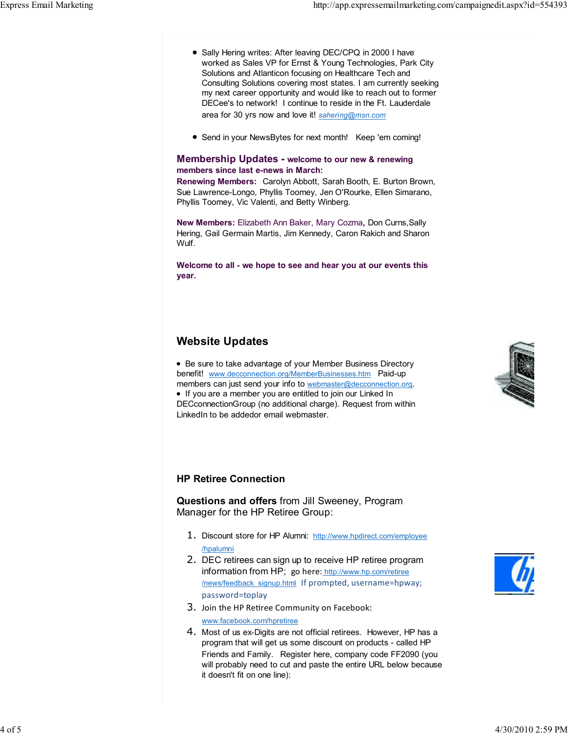- Sally Hering writes: After leaving DEC/CPQ in 2000 I have worked as Sales VP for Ernst & Young Technologies, Park City Solutions and Atlanticon focusing on Healthcare Tech and Consulting Solutions covering most states. I am currently seeking my next career opportunity and would like to reach out to former DECee's to network! I continue to reside in the Ft. Lauderdale area for 30 yrs now and love it! *sahering@msn.com*

- Send in your NewsBytes for next month! Keep 'em coming!

## Membership Updates - welcome to our new & renewing members since last e-news in March:

**Renewing Members:** Carolyn Abbott, Sarah Booth, E. Burton Brown, Sue Lawrence-Longo, Phyllis Toomey, Jen O'Rourke, Ellen Simarano, Phyllis Toomey, Vic Valenti, and Betty Winberg.

**New Members:** Elizabeth Ann Baker, Mary Cozma**,** Don Curns,Sally Hering, Gail Germain Martis, Jim Kennedy, Caron Rakich and Sharon Wulf.

**Welcome to all - we hope to see and hear you at our events this year.**

## Website Updates

- Be sure to take advantage of your Member Business Directory benefit! www.decconnection.org/MemberBusinesses.htm Paid-up members can just send your info to webmaster@decconnection.org.
- If you are a member you are entitled to join our Linked In DECconnectionGroup (no additional charge). Request from within LinkedIn to be addedor email webmaster.

## HP Retiree Connection

**Questions and offers** from Jill Sweeney, Program Manager for the HP Retiree Group:

1. Discount store for HP Alumni: http://www.hpdirect.com/employee/hpalumni
2. DEC retirees can sign up to receive HP retiree program information from HP; go here: http://www.hp.com/retiree/news/feedback_signup.html If prompted, username=hpway; password=toplay
3. Join the HP Retiree Community on Facebook: www.facebook.com/hpretiree
4. Most of us ex-Digits are not official retirees. However, HP has a program that will get us some discount on products - called HP Friends and Family. Register here, company code FF2090 (you will probably need to cut and paste the entire URL below because it doesn't fit on one line):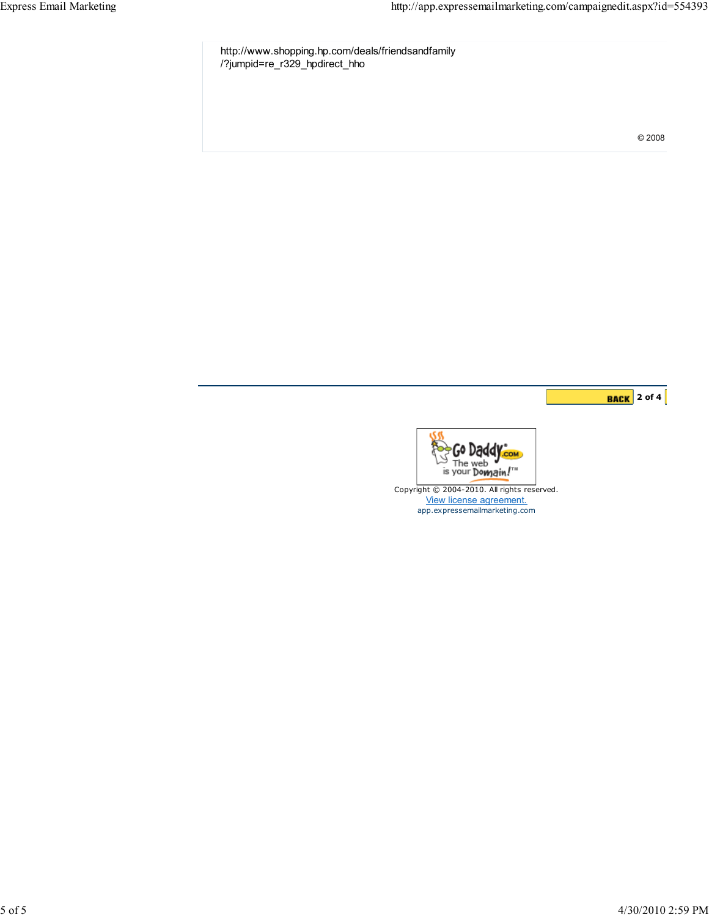http://www.shopping.hp.com/deals/friendsandfamily
/?jumpid=re_r329_hpdirect_hho

© 2008

BACK 2 of 4

Copyright © 2004-2010. All rights reserved.
View license agreement.
app.expressemailmarketing.com